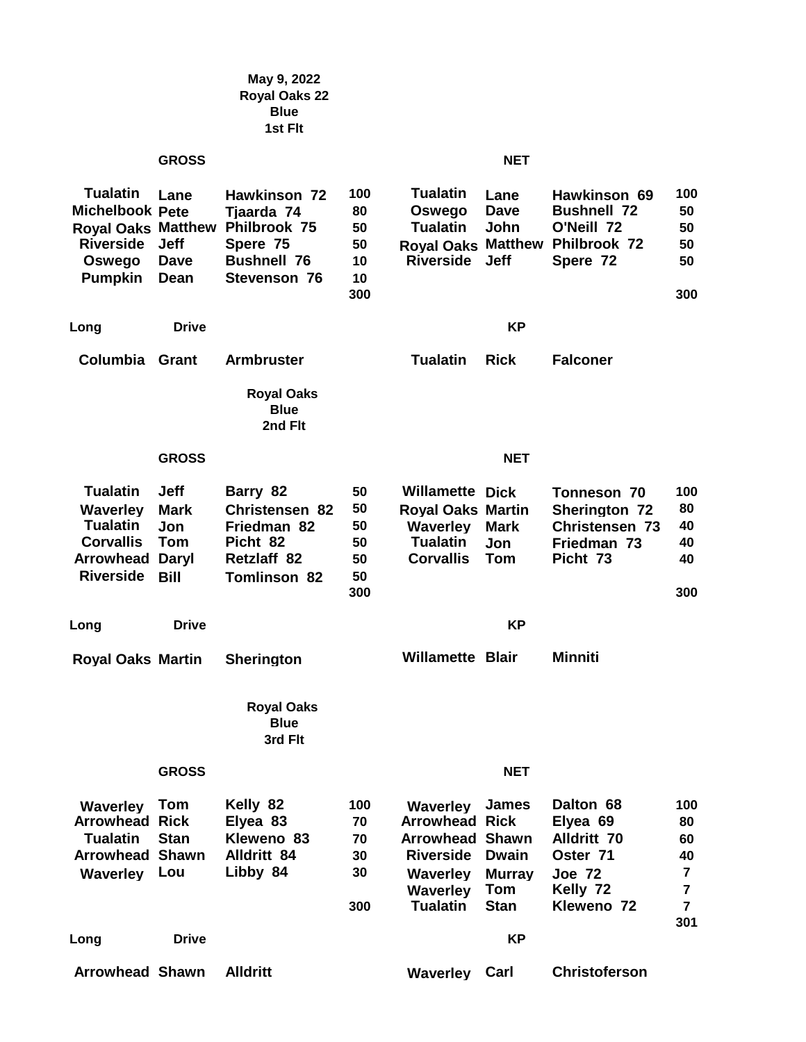**May 9, 2022**
**Royal Oaks 22**
**Blue**
**1st Flt**

| GROSS | | | | NET | | | |
|---|---|---|---|---|---|---|---|
| Tualatin | Lane | Hawkinson 72 | 100 | Tualatin | Lane | Hawkinson 69 | 100 |
| Michelbook | Pete | Tjaarda 74 | 80 | Oswego | Dave | Bushnell 72 | 50 |
| Royal Oaks | Matthew | Philbrook 75 | 50 | Tualatin | John | O'Neill 72 | 50 |
| Riverside | Jeff | Spere 75 | 50 | Royal Oaks | Matthew | Philbrook 72 | 50 |
| Oswego | Dave | Bushnell 76 | 10 | Riverside | Jeff | Spere 72 | 50 |
| Pumpkin | Dean | Stevenson 76 | 10 | | | | |
| | | | 300 | | | | 300 |

| Long Drive | | | KP | | |
|---|---|---|---|---|---|
| Columbia | Grant | Armbruster | Tualatin | Rick | Falconer |

**Royal Oaks**
**Blue**
**2nd Flt**

| GROSS | | | | NET | | | |
|---|---|---|---|---|---|---|---|
| Tualatin | Jeff | Barry 82 | 50 | Willamette | Dick | Tonneson 70 | 100 |
| Waverley | Mark | Christensen 82 | 50 | Royal Oaks | Martin | Sherington 72 | 80 |
| Tualatin | Jon | Friedman 82 | 50 | Waverley | Mark | Christensen 73 | 40 |
| Corvallis | Tom | Picht 82 | 50 | Tualatin | Jon | Friedman 73 | 40 |
| Arrowhead | Daryl | Retzlaff 82 | 50 | Corvallis | Tom | Picht 73 | 40 |
| Riverside | Bill | Tomlinson 82 | 50 | | | | |
| | | | 300 | | | | 300 |

| Long Drive | | | KP | | |
|---|---|---|---|---|---|
| Royal Oaks | Martin | Sherington | Willamette | Blair | Minniti |

**Royal Oaks**
**Blue**
**3rd Flt**

| GROSS | | | | NET | | | |
|---|---|---|---|---|---|---|---|
| Waverley | Tom | Kelly 82 | 100 | Waverley | James | Dalton 68 | 100 |
| Arrowhead | Rick | Elyea 83 | 70 | Arrowhead | Rick | Elyea 69 | 80 |
| Tualatin | Stan | Kleweno 83 | 70 | Arrowhead | Shawn | Alldritt 70 | 60 |
| Arrowhead | Shawn | Alldritt 84 | 30 | Riverside | Dwain | Oster 71 | 40 |
| Waverley | Lou | Libby 84 | 30 | Waverley | Murray | Joe 72 | 7 |
| | | | | Waverley | Tom | Kelly 72 | 7 |
| | | | 300 | Tualatin | Stan | Kleweno 72 | 7 |
| | | | | | | | 301 |

| Long Drive | | | KP | | |
|---|---|---|---|---|---|
| Arrowhead | Shawn | Alldritt | Waverley | Carl | Christoferson |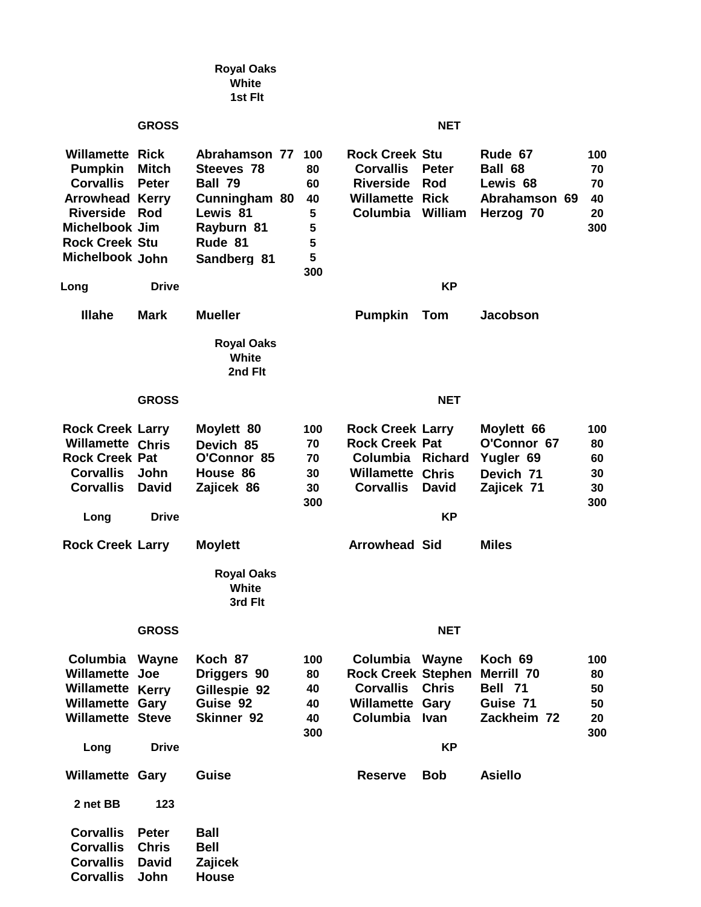**Royal Oaks**
**White**
**1st Flt**

| GROSS | | | | NET | | | |
|---|---|---|---|---|---|---|---|
| Willamette | Rick | Abrahamson 77 | 100 | Rock Creek | Stu | Rude 67 | 100 |
| Pumpkin | Mitch | Steeves 78 | 80 | Corvallis | Peter | Ball 68 | 70 |
| Corvallis | Peter | Ball 79 | 60 | Riverside | Rod | Lewis 68 | 70 |
| Arrowhead | Kerry | Cunningham 80 | 40 | Willamette | Rick | Abrahamson 69 | 40 |
| Riverside | Rod | Lewis 81 | 5 | Columbia | William | Herzog 70 | 20 |
| Michelbook | Jim | Rayburn 81 | 5 | | | | 300 |
| Rock Creek | Stu | Rude 81 | 5 | | | | |
| Michelbook | John | Sandberg 81 | 5 | | | | |
| | | | 300 | | | | |

| Long | Drive | | KP | | |
|---|---|---|---|---|---|
| Illahe | Mark | Mueller | Pumpkin | Tom | Jacobson |

**Royal Oaks**
**White**
**2nd Flt**

| GROSS | | | | NET | | | |
|---|---|---|---|---|---|---|---|
| Rock Creek | Larry | Moylett 80 | 100 | Rock Creek | Larry | Moylett 66 | 100 |
| Willamette | Chris | Devich 85 | 70 | Rock Creek | Pat | O'Connor 67 | 80 |
| Rock Creek | Pat | O'Connor 85 | 70 | Columbia | Richard | Yugler 69 | 60 |
| Corvallis | John | House 86 | 30 | Willamette | Chris | Devich 71 | 30 |
| Corvallis | David | Zajicek 86 | 30 | Corvallis | David | Zajicek 71 | 30 |
| | | | 300 | | | | 300 |

| Long | Drive | | KP | | |
|---|---|---|---|---|---|
| Rock Creek | Larry | Moylett | Arrowhead | Sid | Miles |

**Royal Oaks**
**White**
**3rd Flt**

| GROSS | | | | NET | | | |
|---|---|---|---|---|---|---|---|
| Columbia | Wayne | Koch 87 | 100 | Columbia | Wayne | Koch 69 | 100 |
| Willamette | Joe | Driggers 90 | 80 | Rock Creek | Stephen | Merrill 70 | 80 |
| Willamette | Kerry | Gillespie 92 | 40 | Corvallis | Chris | Bell 71 | 50 |
| Willamette | Gary | Guise 92 | 40 | Willamette | Gary | Guise 71 | 50 |
| Willamette | Steve | Skinner 92 | 40 | Columbia | Ivan | Zackheim 72 | 20 |
| | | | 300 | | | | 300 |

| Long | Drive | | KP | | |
|---|---|---|---|---|---|
| Willamette | Gary | Guise | Reserve | Bob | Asiello |

| 2 net BB | 123 | |
|---|---|---|
| Corvallis | Peter | Ball |
| Corvallis | Chris | Bell |
| Corvallis | David | Zajicek |
| Corvallis | John | House |